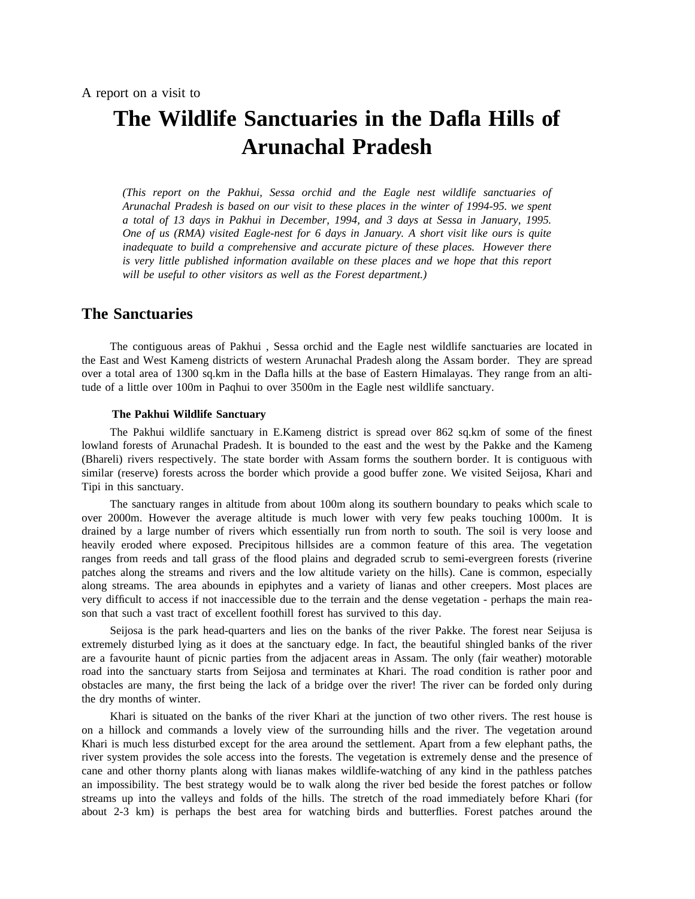A report on a visit to

# The Wildlife Sanctuaries in the Dafla Hills of Arunachal Pradesh

*(This report on the Pakhui, Sessa orchid and the Eagle nest wildlife sanctuaries of Arunachal Pradesh is based on our visit to these places in the winter of 1994-95. we spent a total of 13 days in Pakhui in December, 1994, and 3 days at Sessa in January, 1995. One of us (RMA) visited Eagle-nest for 6 days in January. A short visit like ours is quite inadequate to build a comprehensive and accurate picture of these places. However there is very little published information available on these places and we hope that this report will be useful to other visitors as well as the Forest department.)*

## The Sanctuaries

The contiguous areas of Pakhui , Sessa orchid and the Eagle nest wildlife sanctuaries are located in the East and West Kameng districts of western Arunachal Pradesh along the Assam border. They are spread over a total area of 1300 sq.km in the Dafla hills at the base of Eastern Himalayas. They range from an altitude of a little over 100m in Paqhui to over 3500m in the Eagle nest wildlife sanctuary.

### The Pakhui Wildlife Sanctuary

The Pakhui wildlife sanctuary in E.Kameng district is spread over 862 sq.km of some of the finest lowland forests of Arunachal Pradesh. It is bounded to the east and the west by the Pakke and the Kameng (Bhareli) rivers respectively. The state border with Assam forms the southern border. It is contiguous with similar (reserve) forests across the border which provide a good buffer zone. We visited Seijosa, Khari and Tipi in this sanctuary.

The sanctuary ranges in altitude from about 100m along its southern boundary to peaks which scale to over 2000m. However the average altitude is much lower with very few peaks touching 1000m. It is drained by a large number of rivers which essentially run from north to south. The soil is very loose and heavily eroded where exposed. Precipitous hillsides are a common feature of this area. The vegetation ranges from reeds and tall grass of the flood plains and degraded scrub to semi-evergreen forests (riverine patches along the streams and rivers and the low altitude variety on the hills). Cane is common, especially along streams. The area abounds in epiphytes and a variety of lianas and other creepers. Most places are very difficult to access if not inaccessible due to the terrain and the dense vegetation - perhaps the main reason that such a vast tract of excellent foothill forest has survived to this day.

Seijosa is the park head-quarters and lies on the banks of the river Pakke. The forest near Seijusa is extremely disturbed lying as it does at the sanctuary edge. In fact, the beautiful shingled banks of the river are a favourite haunt of picnic parties from the adjacent areas in Assam. The only (fair weather) motorable road into the sanctuary starts from Seijosa and terminates at Khari. The road condition is rather poor and obstacles are many, the first being the lack of a bridge over the river! The river can be forded only during the dry months of winter.

Khari is situated on the banks of the river Khari at the junction of two other rivers. The rest house is on a hillock and commands a lovely view of the surrounding hills and the river. The vegetation around Khari is much less disturbed except for the area around the settlement. Apart from a few elephant paths, the river system provides the sole access into the forests. The vegetation is extremely dense and the presence of cane and other thorny plants along with lianas makes wildlife-watching of any kind in the pathless patches an impossibility. The best strategy would be to walk along the river bed beside the forest patches or follow streams up into the valleys and folds of the hills. The stretch of the road immediately before Khari (for about 2-3 km) is perhaps the best area for watching birds and butterflies. Forest patches around the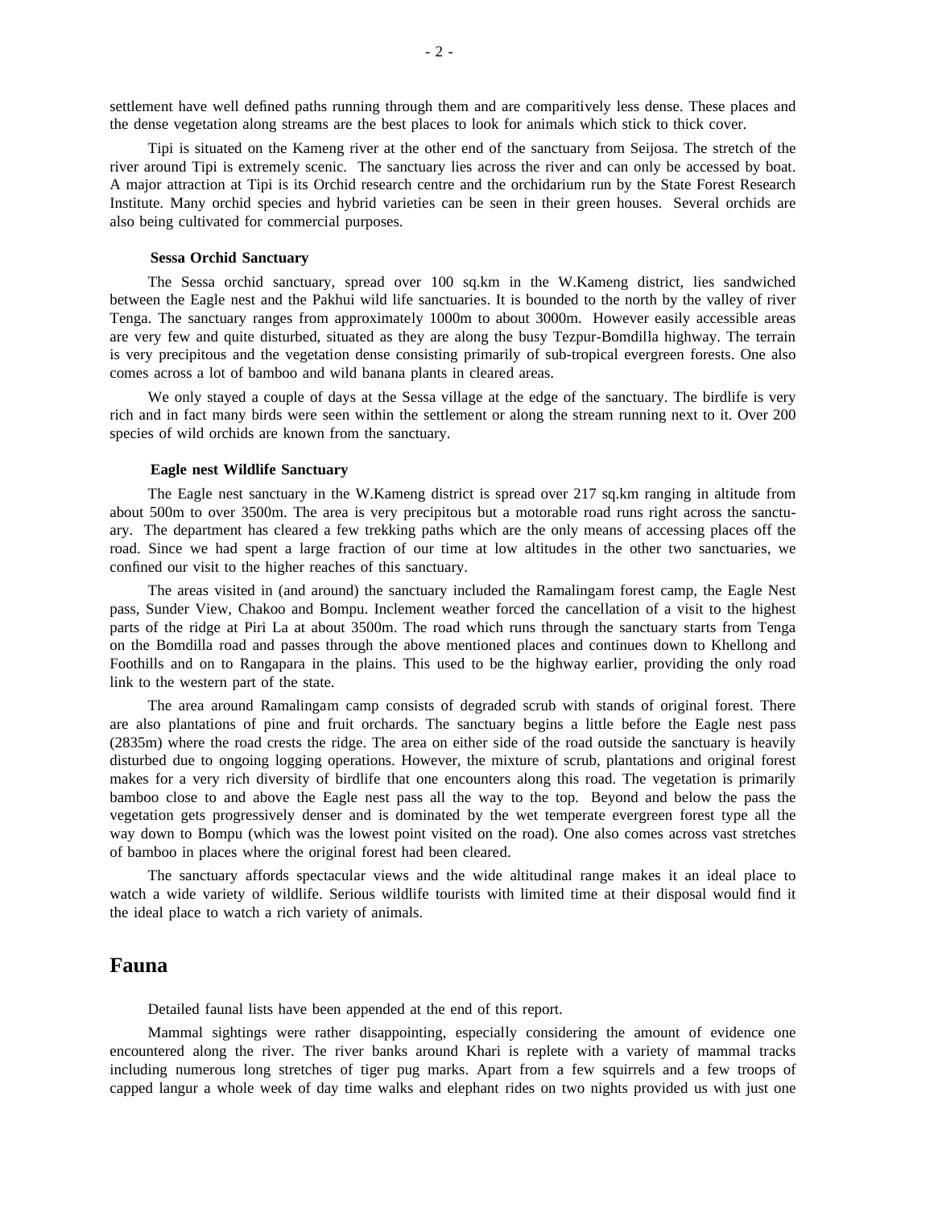settlement have well defined paths running through them and are comparitively less dense. These places and the dense vegetation along streams are the best places to look for animals which stick to thick cover.

Tipi is situated on the Kameng river at the other end of the sanctuary from Seijosa. The stretch of the river around Tipi is extremely scenic. The sanctuary lies across the river and can only be accessed by boat. A major attraction at Tipi is its Orchid research centre and the orchidarium run by the State Forest Research Institute. Many orchid species and hybrid varieties can be seen in their green houses. Several orchids are also being cultivated for commercial purposes.

**Sessa Orchid Sanctuary**

The Sessa orchid sanctuary, spread over 100 sq.km in the W.Kameng district, lies sandwiched between the Eagle nest and the Pakhui wild life sanctuaries. It is bounded to the north by the valley of river Tenga. The sanctuary ranges from approximately 1000m to about 3000m. However easily accessible areas are very few and quite disturbed, situated as they are along the busy Tezpur-Bomdilla highway. The terrain is very precipitous and the vegetation dense consisting primarily of sub-tropical evergreen forests. One also comes across a lot of bamboo and wild banana plants in cleared areas.

We only stayed a couple of days at the Sessa village at the edge of the sanctuary. The birdlife is very rich and in fact many birds were seen within the settlement or along the stream running next to it. Over 200 species of wild orchids are known from the sanctuary.

**Eagle nest Wildlife Sanctuary**

The Eagle nest sanctuary in the W.Kameng district is spread over 217 sq.km ranging in altitude from about 500m to over 3500m. The area is very precipitous but a motorable road runs right across the sanctuary. The department has cleared a few trekking paths which are the only means of accessing places off the road. Since we had spent a large fraction of our time at low altitudes in the other two sanctuaries, we confined our visit to the higher reaches of this sanctuary.

The areas visited in (and around) the sanctuary included the Ramalingam forest camp, the Eagle Nest pass, Sunder View, Chakoo and Bompu. Inclement weather forced the cancellation of a visit to the highest parts of the ridge at Piri La at about 3500m. The road which runs through the sanctuary starts from Tenga on the Bomdilla road and passes through the above mentioned places and continues down to Khellong and Foothills and on to Rangapara in the plains. This used to be the highway earlier, providing the only road link to the western part of the state.

The area around Ramalingam camp consists of degraded scrub with stands of original forest. There are also plantations of pine and fruit orchards. The sanctuary begins a little before the Eagle nest pass (2835m) where the road crests the ridge. The area on either side of the road outside the sanctuary is heavily disturbed due to ongoing logging operations. However, the mixture of scrub, plantations and original forest makes for a very rich diversity of birdlife that one encounters along this road. The vegetation is primarily bamboo close to and above the Eagle nest pass all the way to the top. Beyond and below the pass the vegetation gets progressively denser and is dominated by the wet temperate evergreen forest type all the way down to Bompu (which was the lowest point visited on the road). One also comes across vast stretches of bamboo in places where the original forest had been cleared.

The sanctuary affords spectacular views and the wide altitudinal range makes it an ideal place to watch a wide variety of wildlife. Serious wildlife tourists with limited time at their disposal would find it the ideal place to watch a rich variety of animals.

## Fauna

Detailed faunal lists have been appended at the end of this report.

Mammal sightings were rather disappointing, especially considering the amount of evidence one encountered along the river. The river banks around Khari is replete with a variety of mammal tracks including numerous long stretches of tiger pug marks. Apart from a few squirrels and a few troops of capped langur a whole week of day time walks and elephant rides on two nights provided us with just one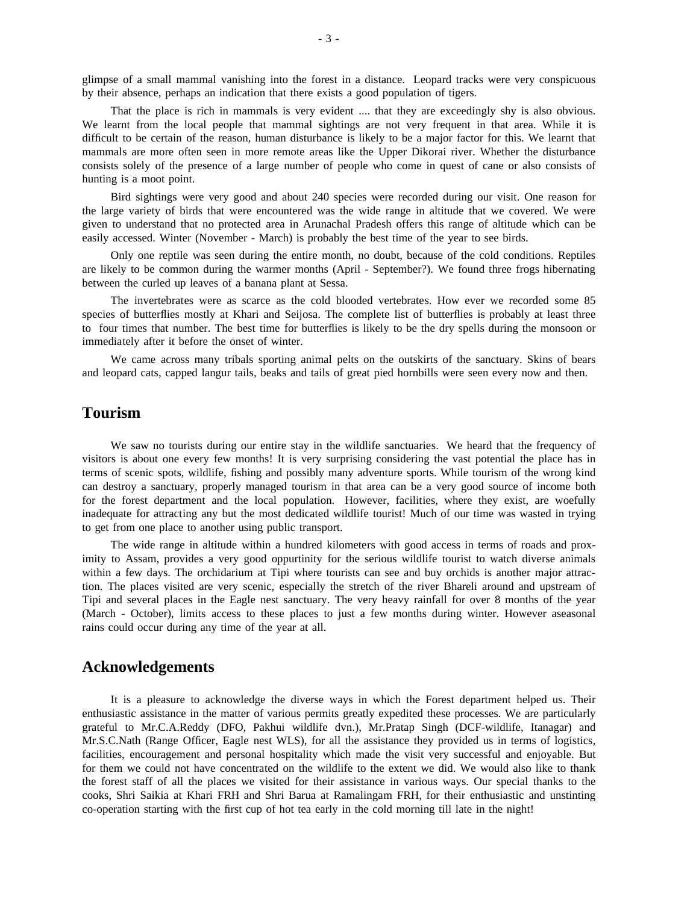glimpse of a small mammal vanishing into the forest in a distance. Leopard tracks were very conspicuous by their absence, perhaps an indication that there exists a good population of tigers.

That the place is rich in mammals is very evident .... that they are exceedingly shy is also obvious. We learnt from the local people that mammal sightings are not very frequent in that area. While it is difficult to be certain of the reason, human disturbance is likely to be a major factor for this. We learnt that mammals are more often seen in more remote areas like the Upper Dikorai river. Whether the disturbance consists solely of the presence of a large number of people who come in quest of cane or also consists of hunting is a moot point.

Bird sightings were very good and about 240 species were recorded during our visit. One reason for the large variety of birds that were encountered was the wide range in altitude that we covered. We were given to understand that no protected area in Arunachal Pradesh offers this range of altitude which can be easily accessed. Winter (November - March) is probably the best time of the year to see birds.

Only one reptile was seen during the entire month, no doubt, because of the cold conditions. Reptiles are likely to be common during the warmer months (April - September?). We found three frogs hibernating between the curled up leaves of a banana plant at Sessa.

The invertebrates were as scarce as the cold blooded vertebrates. How ever we recorded some 85 species of butterflies mostly at Khari and Seijosa. The complete list of butterflies is probably at least three to four times that number. The best time for butterflies is likely to be the dry spells during the monsoon or immediately after it before the onset of winter.

We came across many tribals sporting animal pelts on the outskirts of the sanctuary. Skins of bears and leopard cats, capped langur tails, beaks and tails of great pied hornbills were seen every now and then.

## Tourism

We saw no tourists during our entire stay in the wildlife sanctuaries. We heard that the frequency of visitors is about one every few months! It is very surprising considering the vast potential the place has in terms of scenic spots, wildlife, fishing and possibly many adventure sports. While tourism of the wrong kind can destroy a sanctuary, properly managed tourism in that area can be a very good source of income both for the forest department and the local population. However, facilities, where they exist, are woefully inadequate for attracting any but the most dedicated wildlife tourist! Much of our time was wasted in trying to get from one place to another using public transport.

The wide range in altitude within a hundred kilometers with good access in terms of roads and proximity to Assam, provides a very good oppurtinity for the serious wildlife tourist to watch diverse animals within a few days. The orchidarium at Tipi where tourists can see and buy orchids is another major attraction. The places visited are very scenic, especially the stretch of the river Bhareli around and upstream of Tipi and several places in the Eagle nest sanctuary. The very heavy rainfall for over 8 months of the year (March - October), limits access to these places to just a few months during winter. However aseasonal rains could occur during any time of the year at all.

## Acknowledgements

It is a pleasure to acknowledge the diverse ways in which the Forest department helped us. Their enthusiastic assistance in the matter of various permits greatly expedited these processes. We are particularly grateful to Mr.C.A.Reddy (DFO, Pakhui wildlife dvn.), Mr.Pratap Singh (DCF-wildlife, Itanagar) and Mr.S.C.Nath (Range Officer, Eagle nest WLS), for all the assistance they provided us in terms of logistics, facilities, encouragement and personal hospitality which made the visit very successful and enjoyable. But for them we could not have concentrated on the wildlife to the extent we did. We would also like to thank the forest staff of all the places we visited for their assistance in various ways. Our special thanks to the cooks, Shri Saikia at Khari FRH and Shri Barua at Ramalingam FRH, for their enthusiastic and unstinting co-operation starting with the first cup of hot tea early in the cold morning till late in the night!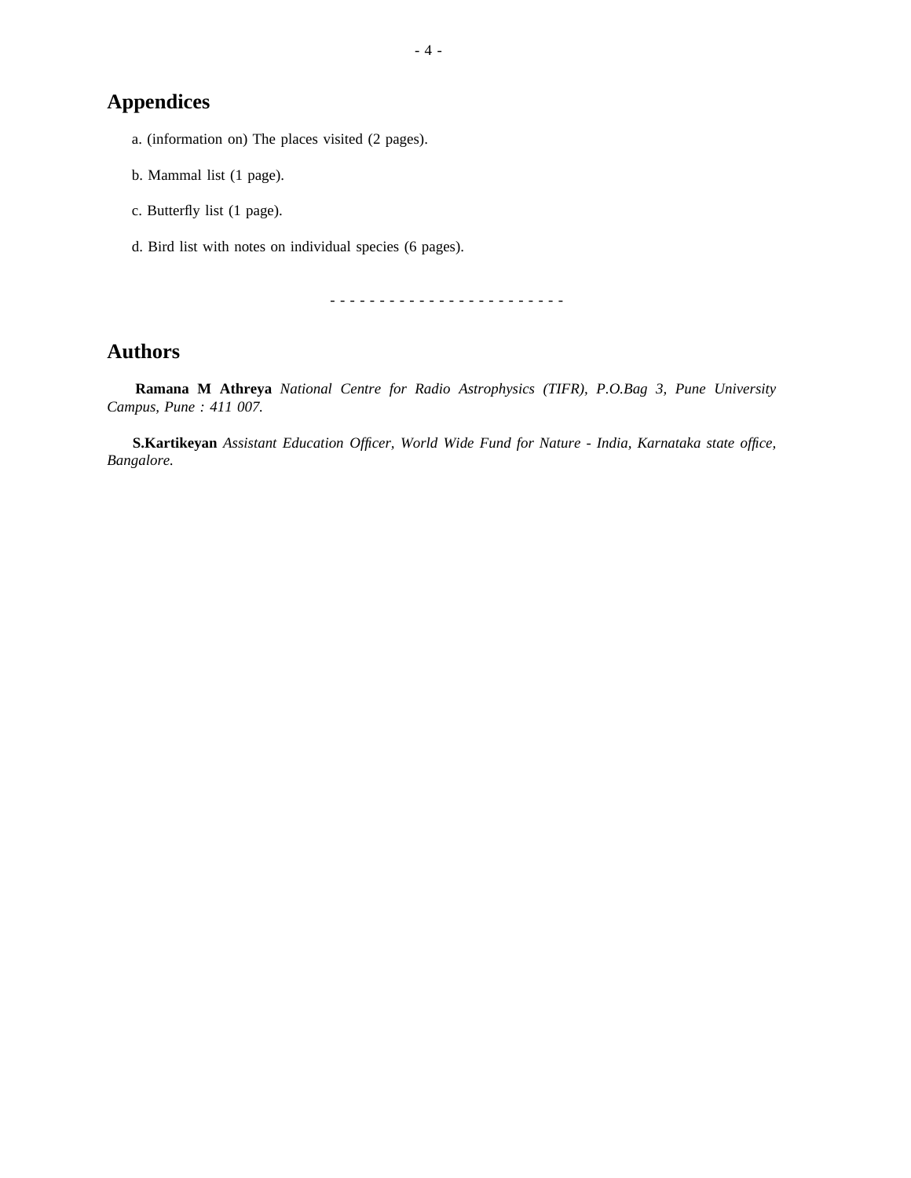## Appendices

a. (information on) The places visited (2 pages).

b. Mammal list (1 page).

c. Butterfly list (1 page).

d. Bird list with notes on individual species (6 pages).

- - - - - - - - - - - - - - - - - - - - - - - -

## Authors

**Ramana M Athreya** *National Centre for Radio Astrophysics (TIFR), P.O.Bag 3, Pune University Campus, Pune : 411 007.*

**S.Kartikeyan** *Assistant Education Officer, World Wide Fund for Nature - India, Karnataka state office, Bangalore.*